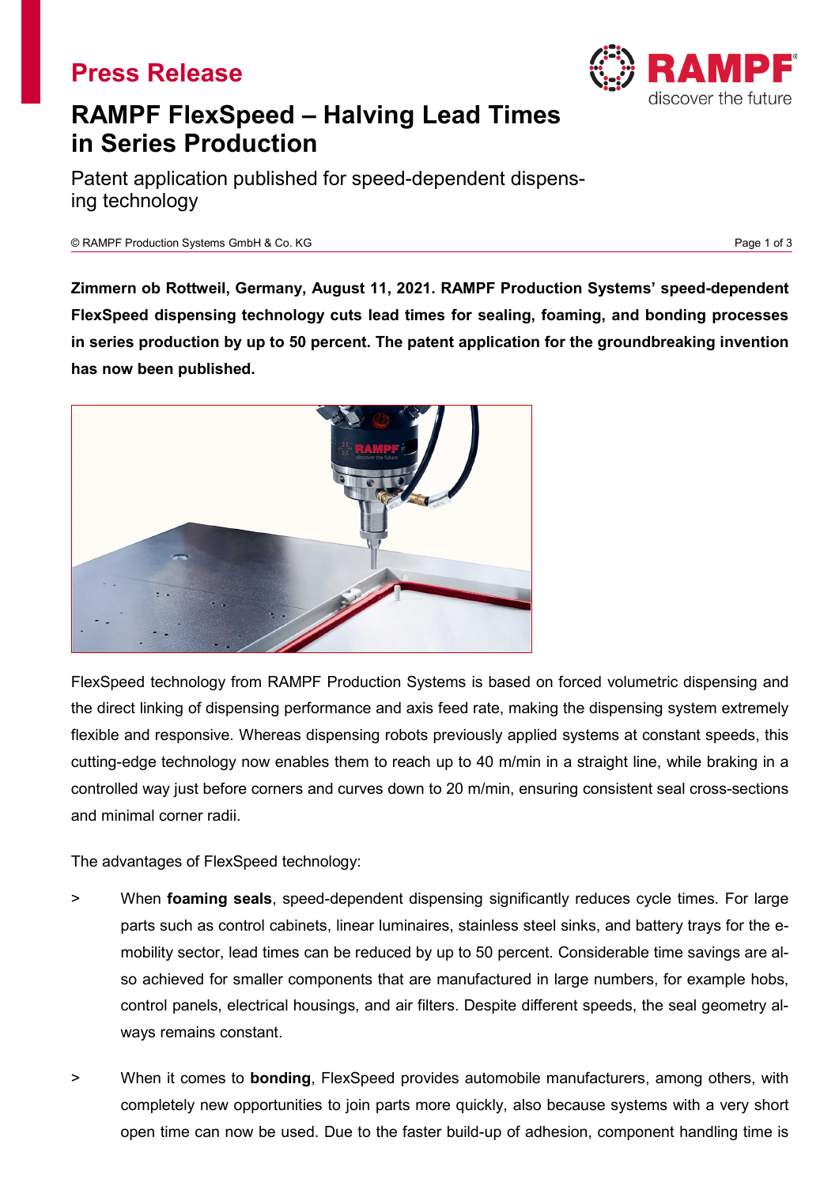# Press Release

## RAMPF FlexSpeed – Halving Lead Times in Series Production

Patent application published for speed-dependent dispensing technology

© RAMPF Production Systems GmbH & Co. KG

**Zimmern ob Rottweil, Germany, August 11, 2021. RAMPF Production Systems' speed-dependent FlexSpeed dispensing technology cuts lead times for sealing, foaming, and bonding processes in series production by up to 50 percent. The patent application for the groundbreaking invention has now been published.**

FlexSpeed technology from RAMPF Production Systems is based on forced volumetric dispensing and the direct linking of dispensing performance and axis feed rate, making the dispensing system extremely flexible and responsive. Whereas dispensing robots previously applied systems at constant speeds, this cutting-edge technology now enables them to reach up to 40 m/min in a straight line, while braking in a controlled way just before corners and curves down to 20 m/min, ensuring consistent seal cross-sections and minimal corner radii.

The advantages of FlexSpeed technology:

> When **foaming seals**, speed-dependent dispensing significantly reduces cycle times. For large parts such as control cabinets, linear luminaires, stainless steel sinks, and battery trays for the e-mobility sector, lead times can be reduced by up to 50 percent. Considerable time savings are also achieved for smaller components that are manufactured in large numbers, for example hobs, control panels, electrical housings, and air filters. Despite different speeds, the seal geometry always remains constant.

> When it comes to **bonding**, FlexSpeed provides automobile manufacturers, among others, with completely new opportunities to join parts more quickly, also because systems with a very short open time can now be used. Due to the faster build-up of adhesion, component handling time is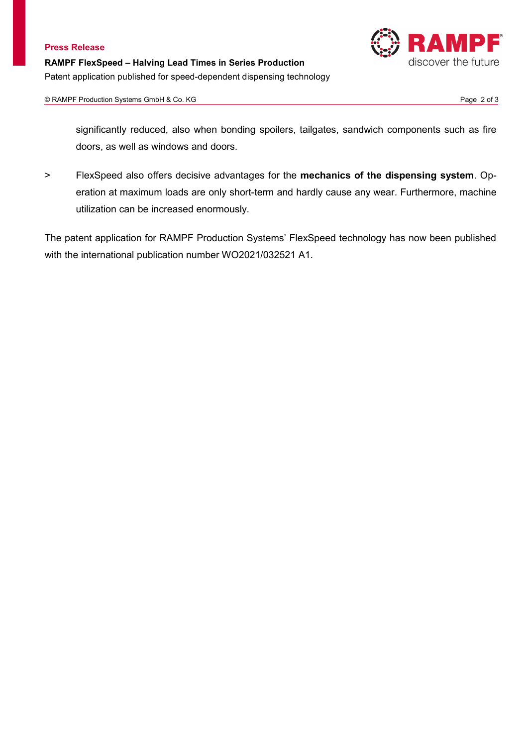significantly reduced, also when bonding spoilers, tailgates, sandwich components such as fire doors, as well as windows and doors.

> FlexSpeed also offers decisive advantages for the **mechanics of the dispensing system**. Operation at maximum loads are only short-term and hardly cause any wear. Furthermore, machine utilization can be increased enormously.

The patent application for RAMPF Production Systems' FlexSpeed technology has now been published with the international publication number WO2021/032521 A1.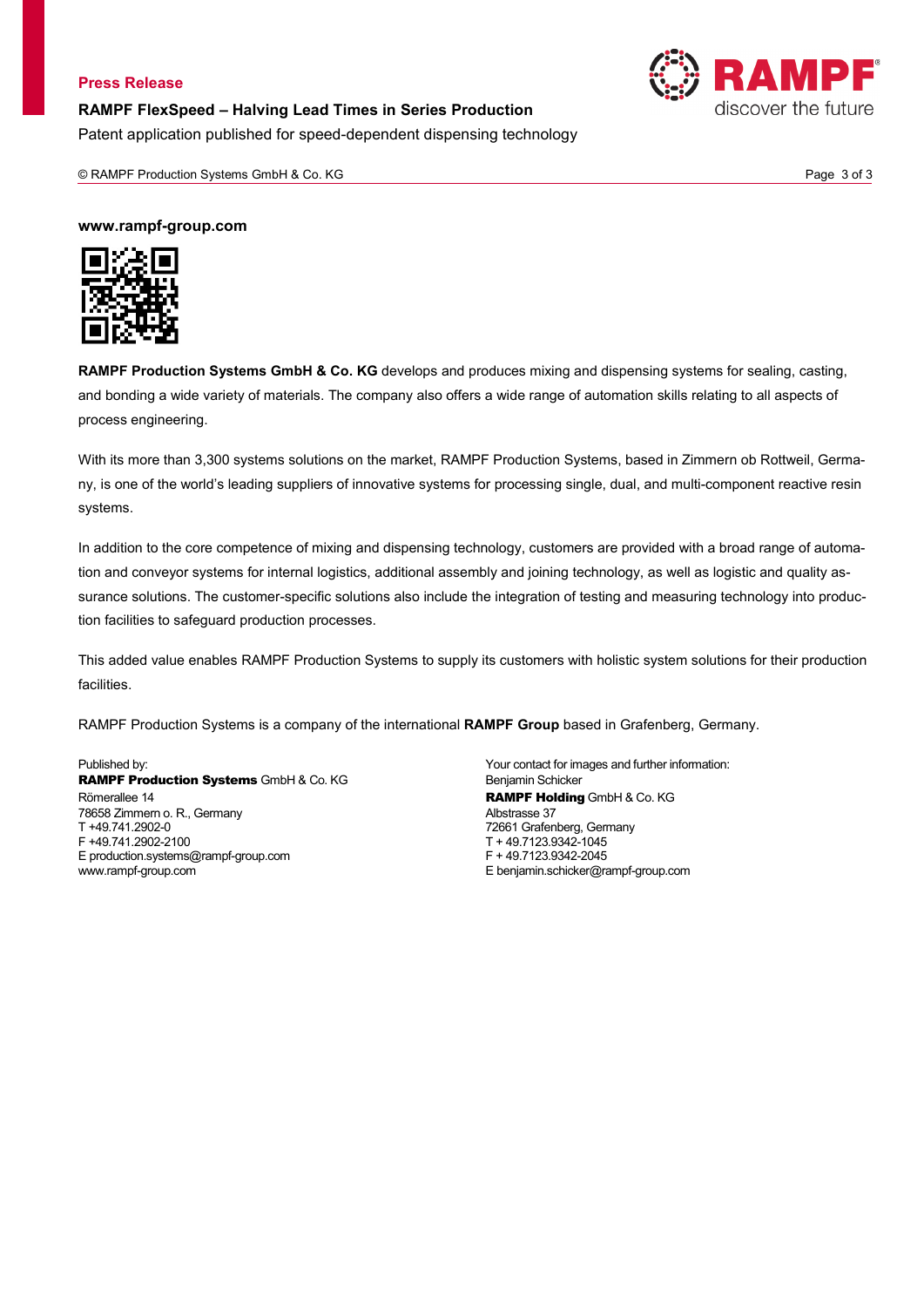**www.rampf-group.com**

**RAMPF Production Systems GmbH & Co. KG** develops and produces mixing and dispensing systems for sealing, casting, and bonding a wide variety of materials. The company also offers a wide range of automation skills relating to all aspects of process engineering.

With its more than 3,300 systems solutions on the market, RAMPF Production Systems, based in Zimmern ob Rottweil, Germany, is one of the world's leading suppliers of innovative systems for processing single, dual, and multi-component reactive resin systems.

In addition to the core competence of mixing and dispensing technology, customers are provided with a broad range of automation and conveyor systems for internal logistics, additional assembly and joining technology, as well as logistic and quality assurance solutions. The customer-specific solutions also include the integration of testing and measuring technology into production facilities to safeguard production processes.

This added value enables RAMPF Production Systems to supply its customers with holistic system solutions for their production facilities.

RAMPF Production Systems is a company of the international **RAMPF Group** based in Grafenberg, Germany.

Published by:
**RAMPF Production Systems** GmbH & Co. KG
Römerallee 14
78658 Zimmern o. R., Germany
T +49.741.2902-0
F +49.741.2902-2100
E production.systems@rampf-group.com
www.rampf-group.com

Your contact for images and further information:
Benjamin Schicker
**RAMPF Holding** GmbH & Co. KG
Albstrasse 37
72661 Grafenberg, Germany
T + 49.7123.9342-1045
F + 49.7123.9342-2045
E benjamin.schicker@rampf-group.com